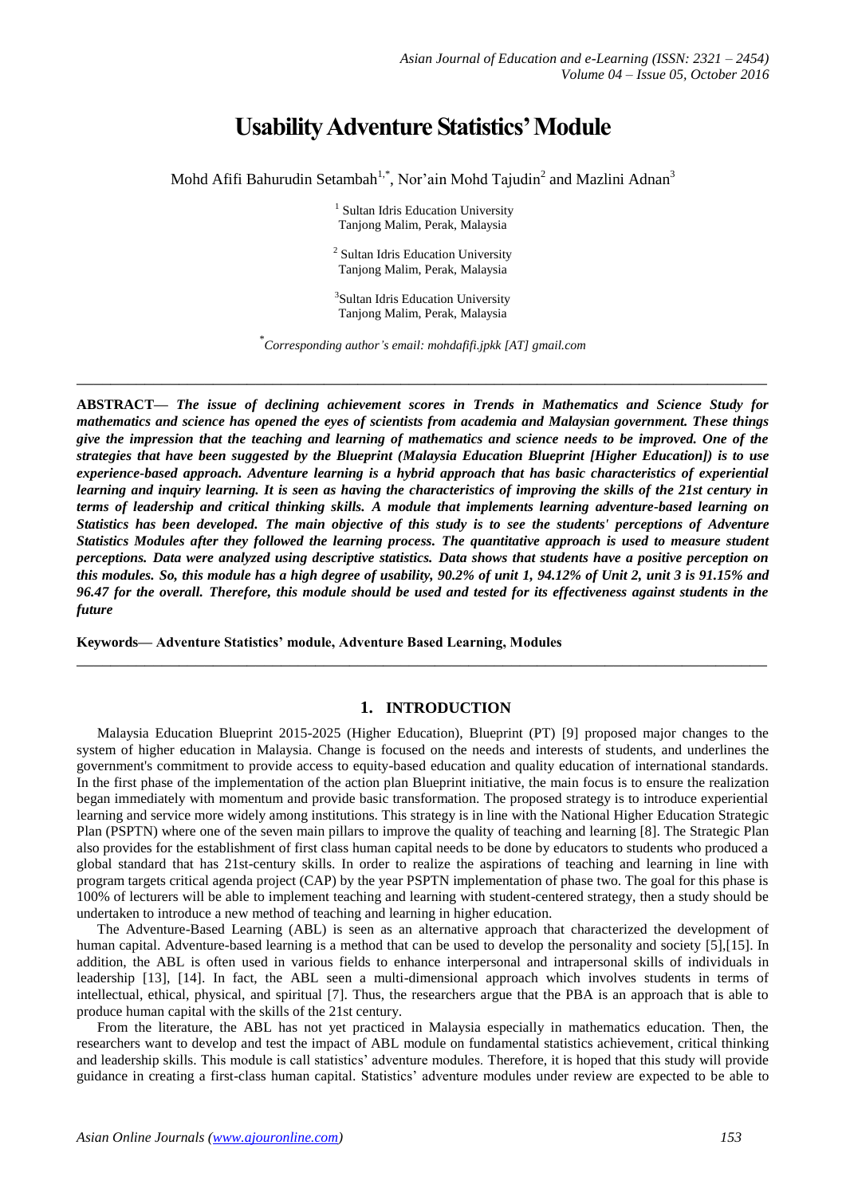# Usability Adventure Statistics' Module

Mohd Afifi Bahurudin Setambah[1,*], Nor'ain Mohd Tajudin[2] and Mazlini Adnan[3]

[1] Sultan Idris Education University
Tanjong Malim, Perak, Malaysia

[2] Sultan Idris Education University
Tanjong Malim, Perak, Malaysia

[3] Sultan Idris Education University
Tanjong Malim, Perak, Malaysia

*Corresponding author's email: mohdafifi.jpkk [AT] gmail.com

---

**ABSTRACT—** ***The issue of declining achievement scores in Trends in Mathematics and Science Study for mathematics and science has opened the eyes of scientists from academia and Malaysian government. These things give the impression that the teaching and learning of mathematics and science needs to be improved. One of the strategies that have been suggested by the Blueprint (Malaysia Education Blueprint [Higher Education]) is to use experience-based approach. Adventure learning is a hybrid approach that has basic characteristics of experiential learning and inquiry learning. It is seen as having the characteristics of improving the skills of the 21st century in terms of leadership and critical thinking skills. A module that implements learning adventure-based learning on Statistics has been developed. The main objective of this study is to see the students' perceptions of Adventure Statistics Modules after they followed the learning process. The quantitative approach is used to measure student perceptions. Data were analyzed using descriptive statistics. Data shows that students have a positive perception on this modules. So, this module has a high degree of usability, 90.2% of unit 1, 94.12% of Unit 2, unit 3 is 91.15% and 96.47 for the overall. Therefore, this module should be used and tested for its effectiveness against students in the future***

**Keywords— Adventure Statistics' module, Adventure Based Learning, Modules**

---

## 1. INTRODUCTION

Malaysia Education Blueprint 2015-2025 (Higher Education), Blueprint (PT) [9] proposed major changes to the system of higher education in Malaysia. Change is focused on the needs and interests of students, and underlines the government's commitment to provide access to equity-based education and quality education of international standards. In the first phase of the implementation of the action plan Blueprint initiative, the main focus is to ensure the realization began immediately with momentum and provide basic transformation. The proposed strategy is to introduce experiential learning and service more widely among institutions. This strategy is in line with the National Higher Education Strategic Plan (PSPTN) where one of the seven main pillars to improve the quality of teaching and learning [8]. The Strategic Plan also provides for the establishment of first class human capital needs to be done by educators to students who produced a global standard that has 21st-century skills. In order to realize the aspirations of teaching and learning in line with program targets critical agenda project (CAP) by the year PSPTN implementation of phase two. The goal for this phase is 100% of lecturers will be able to implement teaching and learning with student-centered strategy, then a study should be undertaken to introduce a new method of teaching and learning in higher education.

The Adventure-Based Learning (ABL) is seen as an alternative approach that characterized the development of human capital. Adventure-based learning is a method that can be used to develop the personality and society [5],[15]. In addition, the ABL is often used in various fields to enhance interpersonal and intrapersonal skills of individuals in leadership [13], [14]. In fact, the ABL seen a multi-dimensional approach which involves students in terms of intellectual, ethical, physical, and spiritual [7]. Thus, the researchers argue that the PBA is an approach that is able to produce human capital with the skills of the 21st century.

From the literature, the ABL has not yet practiced in Malaysia especially in mathematics education. Then, the researchers want to develop and test the impact of ABL module on fundamental statistics achievement, critical thinking and leadership skills. This module is call statistics' adventure modules. Therefore, it is hoped that this study will provide guidance in creating a first-class human capital. Statistics' adventure modules under review are expected to be able to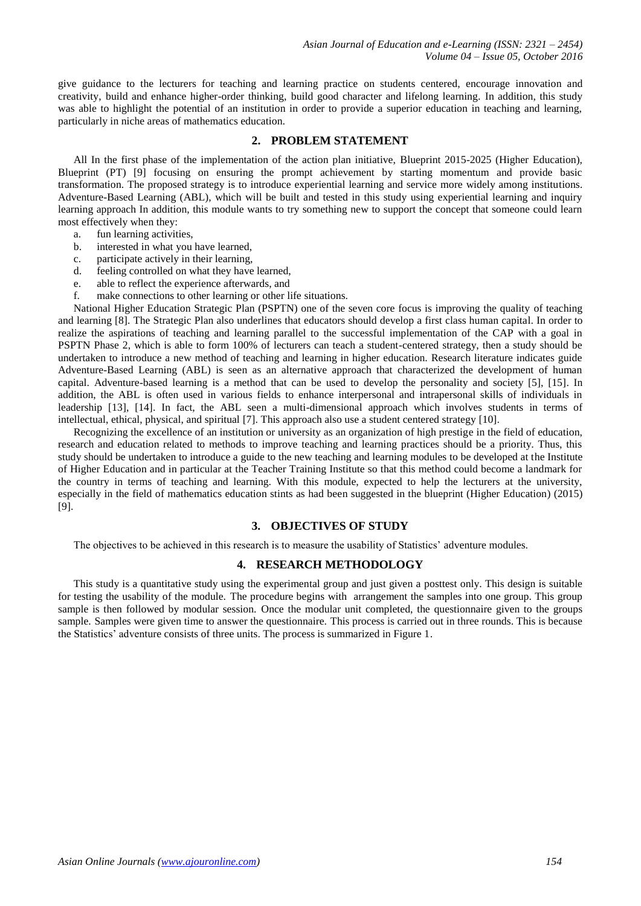give guidance to the lecturers for teaching and learning practice on students centered, encourage innovation and creativity, build and enhance higher-order thinking, build good character and lifelong learning. In addition, this study was able to highlight the potential of an institution in order to provide a superior education in teaching and learning, particularly in niche areas of mathematics education.

## 2. PROBLEM STATEMENT

All In the first phase of the implementation of the action plan initiative, Blueprint 2015-2025 (Higher Education), Blueprint (PT) [9] focusing on ensuring the prompt achievement by starting momentum and provide basic transformation. The proposed strategy is to introduce experiential learning and service more widely among institutions. Adventure-Based Learning (ABL), which will be built and tested in this study using experiential learning and inquiry learning approach In addition, this module wants to try something new to support the concept that someone could learn most effectively when they:

a. fun learning activities,
b. interested in what you have learned,
c. participate actively in their learning,
d. feeling controlled on what they have learned,
e. able to reflect the experience afterwards, and
f. make connections to other learning or other life situations.

National Higher Education Strategic Plan (PSPTN) one of the seven core focus is improving the quality of teaching and learning [8]. The Strategic Plan also underlines that educators should develop a first class human capital. In order to realize the aspirations of teaching and learning parallel to the successful implementation of the CAP with a goal in PSPTN Phase 2, which is able to form 100% of lecturers can teach a student-centered strategy, then a study should be undertaken to introduce a new method of teaching and learning in higher education. Research literature indicates guide Adventure-Based Learning (ABL) is seen as an alternative approach that characterized the development of human capital. Adventure-based learning is a method that can be used to develop the personality and society [5], [15]. In addition, the ABL is often used in various fields to enhance interpersonal and intrapersonal skills of individuals in leadership [13], [14]. In fact, the ABL seen a multi-dimensional approach which involves students in terms of intellectual, ethical, physical, and spiritual [7]. This approach also use a student centered strategy [10].

Recognizing the excellence of an institution or university as an organization of high prestige in the field of education, research and education related to methods to improve teaching and learning practices should be a priority. Thus, this study should be undertaken to introduce a guide to the new teaching and learning modules to be developed at the Institute of Higher Education and in particular at the Teacher Training Institute so that this method could become a landmark for the country in terms of teaching and learning. With this module, expected to help the lecturers at the university, especially in the field of mathematics education stints as had been suggested in the blueprint (Higher Education) (2015) [9].

## 3. OBJECTIVES OF STUDY

The objectives to be achieved in this research is to measure the usability of Statistics' adventure modules.

## 4. RESEARCH METHODOLOGY

This study is a quantitative study using the experimental group and just given a posttest only. This design is suitable for testing the usability of the module. The procedure begins with arrangement the samples into one group. This group sample is then followed by modular session. Once the modular unit completed, the questionnaire given to the groups sample. Samples were given time to answer the questionnaire. This process is carried out in three rounds. This is because the Statistics' adventure consists of three units. The process is summarized in Figure 1.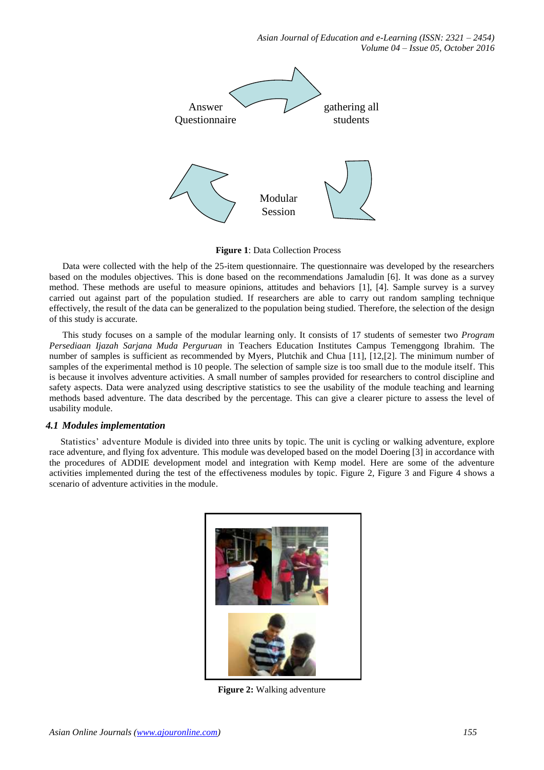Answer Questionnaire

gathering all students

Modular Session

**Figure 1**: Data Collection Process

Data were collected with the help of the 25-item questionnaire. The questionnaire was developed by the researchers based on the modules objectives. This is done based on the recommendations Jamaludin [6]. It was done as a survey method. These methods are useful to measure opinions, attitudes and behaviors [1], [4]. Sample survey is a survey carried out against part of the population studied. If researchers are able to carry out random sampling technique effectively, the result of the data can be generalized to the population being studied. Therefore, the selection of the design of this study is accurate.

This study focuses on a sample of the modular learning only. It consists of 17 students of semester two *Program Persediaan Ijazah Sarjana Muda Perguruan* in Teachers Education Institutes Campus Temenggong Ibrahim. The number of samples is sufficient as recommended by Myers, Plutchik and Chua [11], [12,[2]. The minimum number of samples of the experimental method is 10 people. The selection of sample size is too small due to the module itself. This is because it involves adventure activities. A small number of samples provided for researchers to control discipline and safety aspects. Data were analyzed using descriptive statistics to see the usability of the module teaching and learning methods based adventure. The data described by the percentage. This can give a clearer picture to assess the level of usability module.

### *4.1 Modules implementation*

Statistics' adventure Module is divided into three units by topic. The unit is cycling or walking adventure, explore race adventure, and flying fox adventure. This module was developed based on the model Doering [3] in accordance with the procedures of ADDIE development model and integration with Kemp model. Here are some of the adventure activities implemented during the test of the effectiveness modules by topic. Figure 2, Figure 3 and Figure 4 shows a scenario of adventure activities in the module.

**Figure 2:** Walking adventure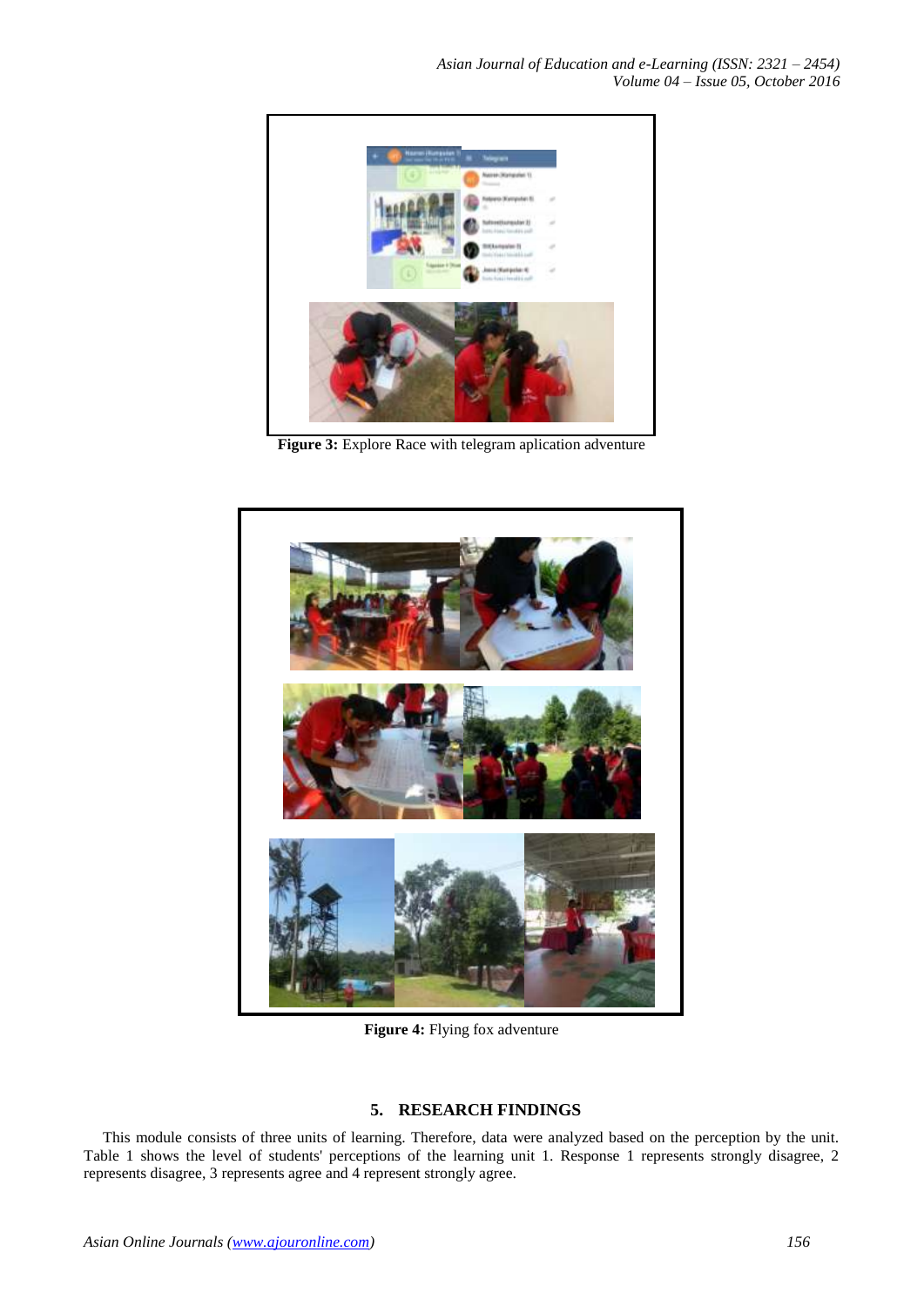**Figure 3:** Explore Race with telegram aplication adventure

**Figure 4:** Flying fox adventure

## 5. RESEARCH FINDINGS

This module consists of three units of learning. Therefore, data were analyzed based on the perception by the unit. Table 1 shows the level of students' perceptions of the learning unit 1. Response 1 represents strongly disagree, 2 represents disagree, 3 represents agree and 4 represent strongly agree.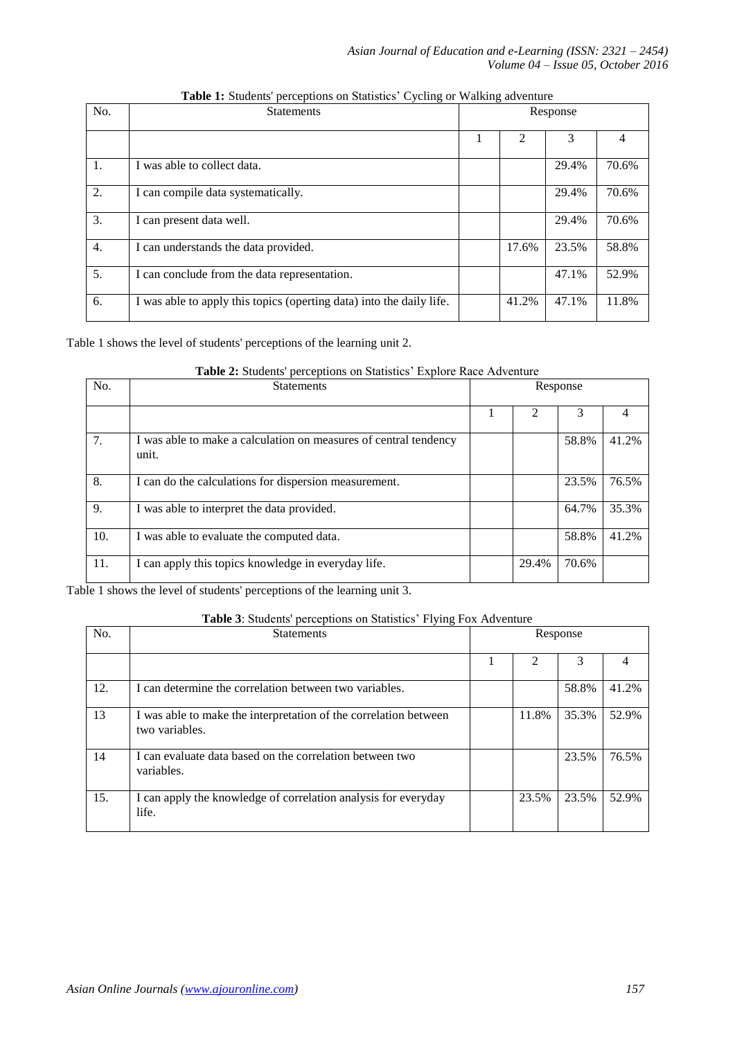**Table 1:** Students' perceptions on Statistics' Cycling or Walking adventure

| No. | Statements | Response | | | |
|---|---|---|---|---|---|
| | | 1 | 2 | 3 | 4 |
| 1. | I was able to collect data. | | | 29.4% | 70.6% |
| 2. | I can compile data systematically. | | | 29.4% | 70.6% |
| 3. | I can present data well. | | | 29.4% | 70.6% |
| 4. | I can understands the data provided. | | 17.6% | 23.5% | 58.8% |
| 5. | I can conclude from the data representation. | | | 47.1% | 52.9% |
| 6. | I was able to apply this topics (operting data) into the daily life. | | 41.2% | 47.1% | 11.8% |

Table 1 shows the level of students' perceptions of the learning unit 2.

**Table 2:** Students' perceptions on Statistics' Explore Race Adventure

| No. | Statements | Response | | | |
|---|---|---|---|---|---|
| | | 1 | 2 | 3 | 4 |
| 7. | I was able to make a calculation on measures of central tendency unit. | | | 58.8% | 41.2% |
| 8. | I can do the calculations for dispersion measurement. | | | 23.5% | 76.5% |
| 9. | I was able to interpret the data provided. | | | 64.7% | 35.3% |
| 10. | I was able to evaluate the computed data. | | | 58.8% | 41.2% |
| 11. | I can apply this topics knowledge in everyday life. | | 29.4% | 70.6% | |

Table 1 shows the level of students' perceptions of the learning unit 3.

**Table 3**: Students' perceptions on Statistics' Flying Fox Adventure

| No. | Statements | Response | | | |
|---|---|---|---|---|---|
| | | 1 | 2 | 3 | 4 |
| 12. | I can determine the correlation between two variables. | | | 58.8% | 41.2% |
| 13 | I was able to make the interpretation of the correlation between two variables. | | 11.8% | 35.3% | 52.9% |
| 14 | I can evaluate data based on the correlation between two variables. | | | 23.5% | 76.5% |
| 15. | I can apply the knowledge of correlation analysis for everyday life. | | 23.5% | 23.5% | 52.9% |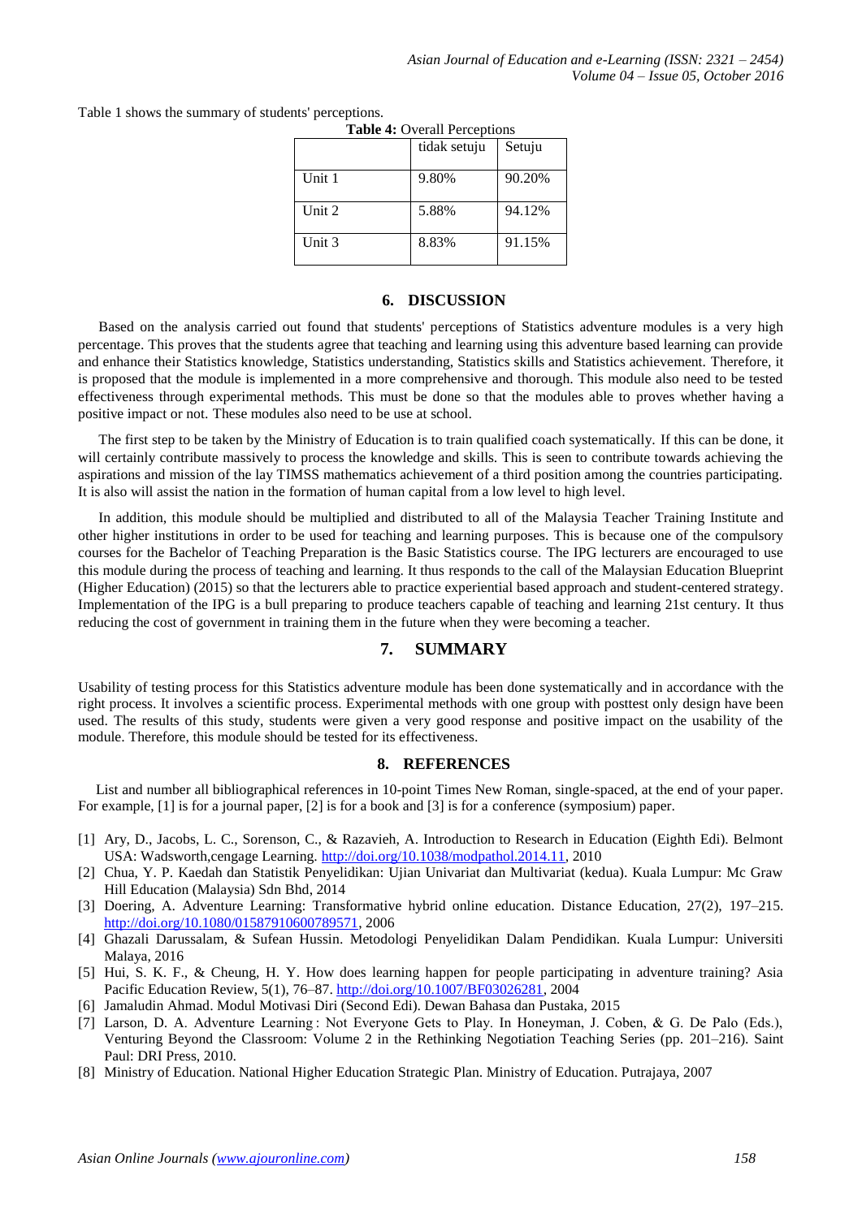Table 1 shows the summary of students' perceptions.

**Table 4:** Overall Perceptions

| | tidak setuju | Setuju |
|---|---|---|
| Unit 1 | 9.80% | 90.20% |
| Unit 2 | 5.88% | 94.12% |
| Unit 3 | 8.83% | 91.15% |

## 6. DISCUSSION

Based on the analysis carried out found that students' perceptions of Statistics adventure modules is a very high percentage. This proves that the students agree that teaching and learning using this adventure based learning can provide and enhance their Statistics knowledge, Statistics understanding, Statistics skills and Statistics achievement. Therefore, it is proposed that the module is implemented in a more comprehensive and thorough. This module also need to be tested effectiveness through experimental methods. This must be done so that the modules able to proves whether having a positive impact or not. These modules also need to be use at school.

The first step to be taken by the Ministry of Education is to train qualified coach systematically. If this can be done, it will certainly contribute massively to process the knowledge and skills. This is seen to contribute towards achieving the aspirations and mission of the lay TIMSS mathematics achievement of a third position among the countries participating. It is also will assist the nation in the formation of human capital from a low level to high level.

In addition, this module should be multiplied and distributed to all of the Malaysia Teacher Training Institute and other higher institutions in order to be used for teaching and learning purposes. This is because one of the compulsory courses for the Bachelor of Teaching Preparation is the Basic Statistics course. The IPG lecturers are encouraged to use this module during the process of teaching and learning. It thus responds to the call of the Malaysian Education Blueprint (Higher Education) (2015) so that the lecturers able to practice experiential based approach and student-centered strategy. Implementation of the IPG is a bull preparing to produce teachers capable of teaching and learning 21st century. It thus reducing the cost of government in training them in the future when they were becoming a teacher.

## 7. SUMMARY

Usability of testing process for this Statistics adventure module has been done systematically and in accordance with the right process. It involves a scientific process. Experimental methods with one group with posttest only design have been used. The results of this study, students were given a very good response and positive impact on the usability of the module. Therefore, this module should be tested for its effectiveness.

## 8. REFERENCES

List and number all bibliographical references in 10-point Times New Roman, single-spaced, at the end of your paper. For example, [1] is for a journal paper, [2] is for a book and [3] is for a conference (symposium) paper.

[1] Ary, D., Jacobs, L. C., Sorenson, C., & Razavieh, A. Introduction to Research in Education (Eighth Edi). Belmont USA: Wadsworth,cengage Learning. http://doi.org/10.1038/modpathol.2014.11, 2010

[2] Chua, Y. P. Kaedah dan Statistik Penyelidikan: Ujian Univariat dan Multivariat (kedua). Kuala Lumpur: Mc Graw Hill Education (Malaysia) Sdn Bhd, 2014

[3] Doering, A. Adventure Learning: Transformative hybrid online education. Distance Education, 27(2), 197–215. http://doi.org/10.1080/01587910600789571, 2006

[4] Ghazali Darussalam, & Sufean Hussin. Metodologi Penyelidikan Dalam Pendidikan. Kuala Lumpur: Universiti Malaya, 2016

[5] Hui, S. K. F., & Cheung, H. Y. How does learning happen for people participating in adventure training? Asia Pacific Education Review, 5(1), 76–87. http://doi.org/10.1007/BF03026281, 2004

[6] Jamaludin Ahmad. Modul Motivasi Diri (Second Edi). Dewan Bahasa dan Pustaka, 2015

[7] Larson, D. A. Adventure Learning : Not Everyone Gets to Play. In Honeyman, J. Coben, & G. De Palo (Eds.), Venturing Beyond the Classroom: Volume 2 in the Rethinking Negotiation Teaching Series (pp. 201–216). Saint Paul: DRI Press, 2010.

[8] Ministry of Education. National Higher Education Strategic Plan. Ministry of Education. Putrajaya, 2007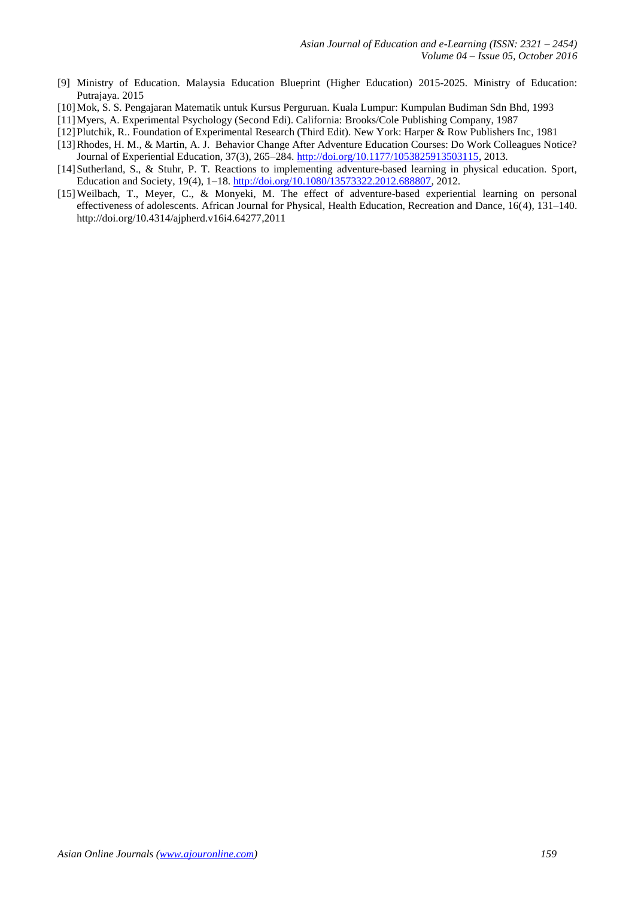[9] Ministry of Education. Malaysia Education Blueprint (Higher Education) 2015-2025. Ministry of Education: Putrajaya. 2015

[10] Mok, S. S. Pengajaran Matematik untuk Kursus Perguruan. Kuala Lumpur: Kumpulan Budiman Sdn Bhd, 1993

[11] Myers, A. Experimental Psychology (Second Edi). California: Brooks/Cole Publishing Company, 1987

[12] Plutchik, R.. Foundation of Experimental Research (Third Edit). New York: Harper & Row Publishers Inc, 1981

[13] Rhodes, H. M., & Martin, A. J. Behavior Change After Adventure Education Courses: Do Work Colleagues Notice? Journal of Experiential Education, 37(3), 265–284. http://doi.org/10.1177/1053825913503115, 2013.

[14] Sutherland, S., & Stuhr, P. T. Reactions to implementing adventure-based learning in physical education. Sport, Education and Society, 19(4), 1–18. http://doi.org/10.1080/13573322.2012.688807, 2012.

[15] Weilbach, T., Meyer, C., & Monyeki, M. The effect of adventure-based experiential learning on personal effectiveness of adolescents. African Journal for Physical, Health Education, Recreation and Dance, 16(4), 131–140. http://doi.org/10.4314/ajpherd.v16i4.64277,2011